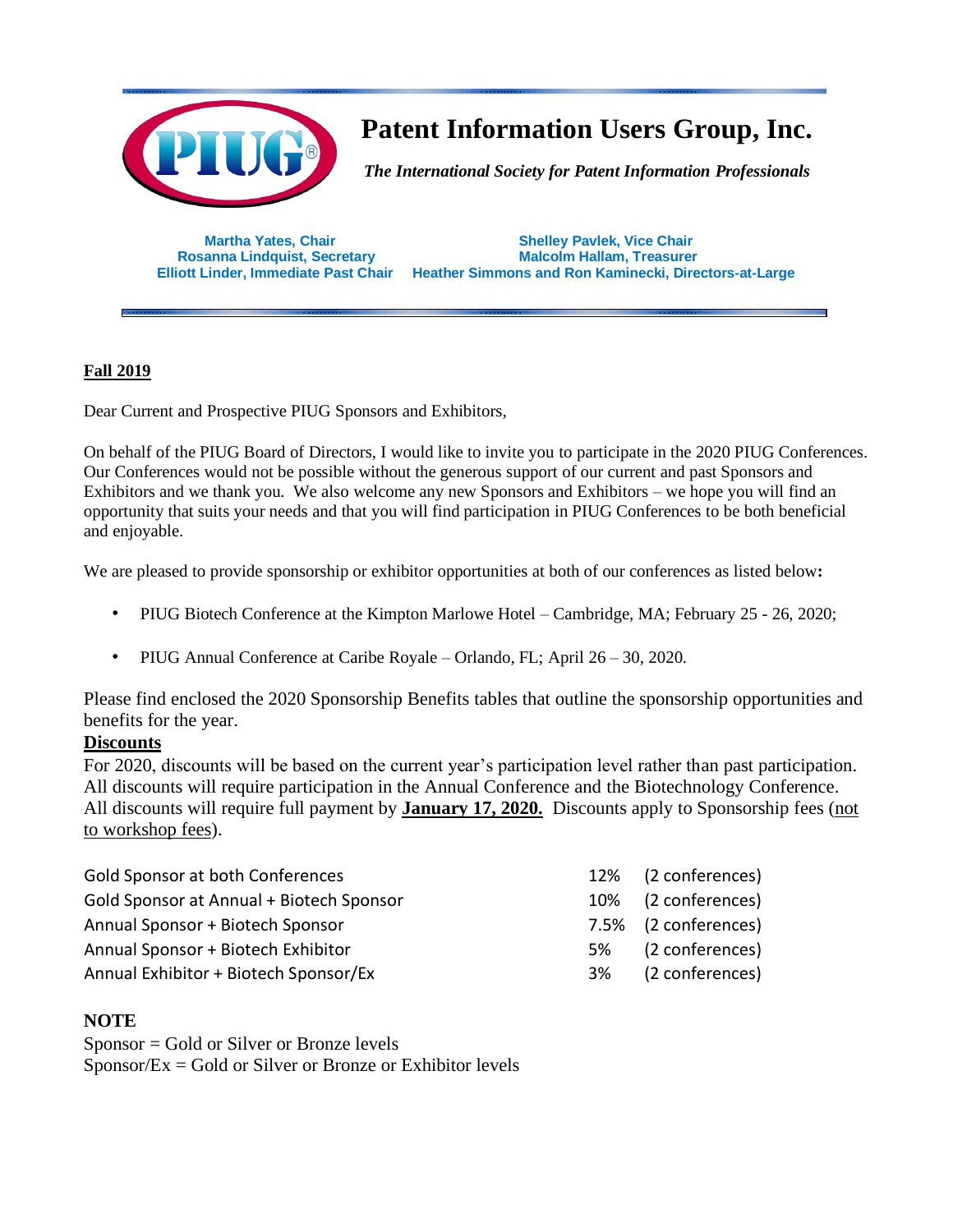# Patent Information Users Group, Inc.

*The International Society for Patent Information Professionals*

**Martha Yates, Chair**
**Rosanna Lindquist, Secretary**
**Elliott Linder, Immediate Past Chair**

**Shelley Pavlek, Vice Chair**
**Malcolm Hallam, Treasurer**
**Heather Simmons and Ron Kaminecki, Directors-at-Large**

**Fall 2019**

Dear Current and Prospective PIUG Sponsors and Exhibitors,

On behalf of the PIUG Board of Directors, I would like to invite you to participate in the 2020 PIUG Conferences. Our Conferences would not be possible without the generous support of our current and past Sponsors and Exhibitors and we thank you. We also welcome any new Sponsors and Exhibitors – we hope you will find an opportunity that suits your needs and that you will find participation in PIUG Conferences to be both beneficial and enjoyable.

We are pleased to provide sponsorship or exhibitor opportunities at both of our conferences as listed below**:**

- PIUG Biotech Conference at the Kimpton Marlowe Hotel – Cambridge, MA; February 25 - 26, 2020;
- PIUG Annual Conference at Caribe Royale – Orlando, FL; April 26 – 30, 2020.

Please find enclosed the 2020 Sponsorship Benefits tables that outline the sponsorship opportunities and benefits for the year.

**Discounts**

For 2020, discounts will be based on the current year's participation level rather than past participation. All discounts will require participation in the Annual Conference and the Biotechnology Conference. All discounts will require full payment by **January 17, 2020.** Discounts apply to Sponsorship fees (not to workshop fees).

| | | |
|---|---|---|
| Gold Sponsor at both Conferences | 12% | (2 conferences) |
| Gold Sponsor at Annual + Biotech Sponsor | 10% | (2 conferences) |
| Annual Sponsor + Biotech Sponsor | 7.5% | (2 conferences) |
| Annual Sponsor + Biotech Exhibitor | 5% | (2 conferences) |
| Annual Exhibitor + Biotech Sponsor/Ex | 3% | (2 conferences) |

**NOTE**

Sponsor = Gold or Silver or Bronze levels
Sponsor/Ex = Gold or Silver or Bronze or Exhibitor levels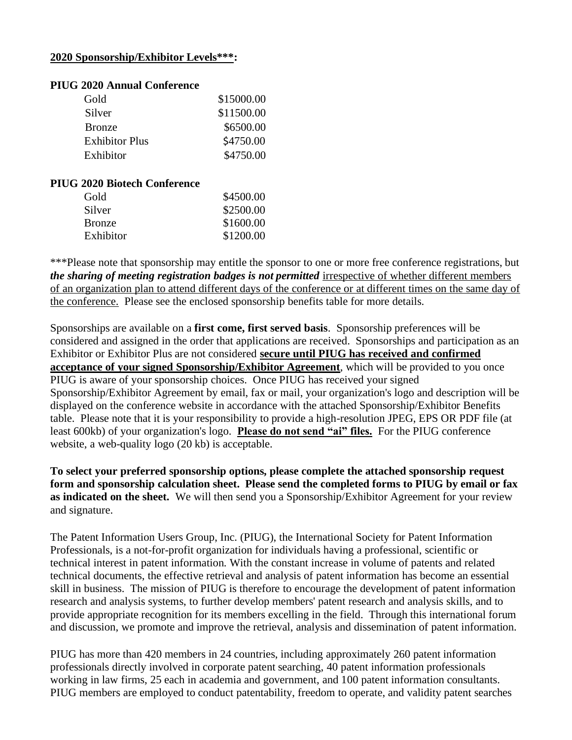**<u>2020 Sponsorship/Exhibitor Levels***:</u>**

**PIUG 2020 Annual Conference**

| | |
|---|---|
| Gold | $15000.00 |
| Silver | $11500.00 |
| Bronze | $6500.00 |
| Exhibitor Plus | $4750.00 |
| Exhibitor | $4750.00 |

**PIUG 2020 Biotech Conference**

| | |
|---|---|
| Gold | $4500.00 |
| Silver | $2500.00 |
| Bronze | $1600.00 |
| Exhibitor | $1200.00 |

***Please note that sponsorship may entitle the sponsor to one or more free conference registrations, but ***the sharing of meeting registration badges is not permitted*** <u>irrespective of whether different members of an organization plan to attend different days of the conference or at different times on the same day of the conference.</u> Please see the enclosed sponsorship benefits table for more details.

Sponsorships are available on a **first come, first served basis**. Sponsorship preferences will be considered and assigned in the order that applications are received. Sponsorships and participation as an Exhibitor or Exhibitor Plus are not considered **<u>secure until PIUG has received and confirmed acceptance of your signed Sponsorship/Exhibitor Agreement</u>**, which will be provided to you once PIUG is aware of your sponsorship choices. Once PIUG has received your signed Sponsorship/Exhibitor Agreement by email, fax or mail, your organization's logo and description will be displayed on the conference website in accordance with the attached Sponsorship/Exhibitor Benefits table. Please note that it is your responsibility to provide a high-resolution JPEG, EPS OR PDF file (at least 600kb) of your organization's logo. **<u>Please do not send "ai" files.</u>** For the PIUG conference website, a web-quality logo (20 kb) is acceptable.

**To select your preferred sponsorship options, please complete the attached sponsorship request form and sponsorship calculation sheet. Please send the completed forms to PIUG by email or fax as indicated on the sheet.** We will then send you a Sponsorship/Exhibitor Agreement for your review and signature.

The Patent Information Users Group, Inc. (PIUG), the International Society for Patent Information Professionals, is a not-for-profit organization for individuals having a professional, scientific or technical interest in patent information. With the constant increase in volume of patents and related technical documents, the effective retrieval and analysis of patent information has become an essential skill in business. The mission of PIUG is therefore to encourage the development of patent information research and analysis systems, to further develop members' patent research and analysis skills, and to provide appropriate recognition for its members excelling in the field. Through this international forum and discussion, we promote and improve the retrieval, analysis and dissemination of patent information.

PIUG has more than 420 members in 24 countries, including approximately 260 patent information professionals directly involved in corporate patent searching, 40 patent information professionals working in law firms, 25 each in academia and government, and 100 patent information consultants. PIUG members are employed to conduct patentability, freedom to operate, and validity patent searches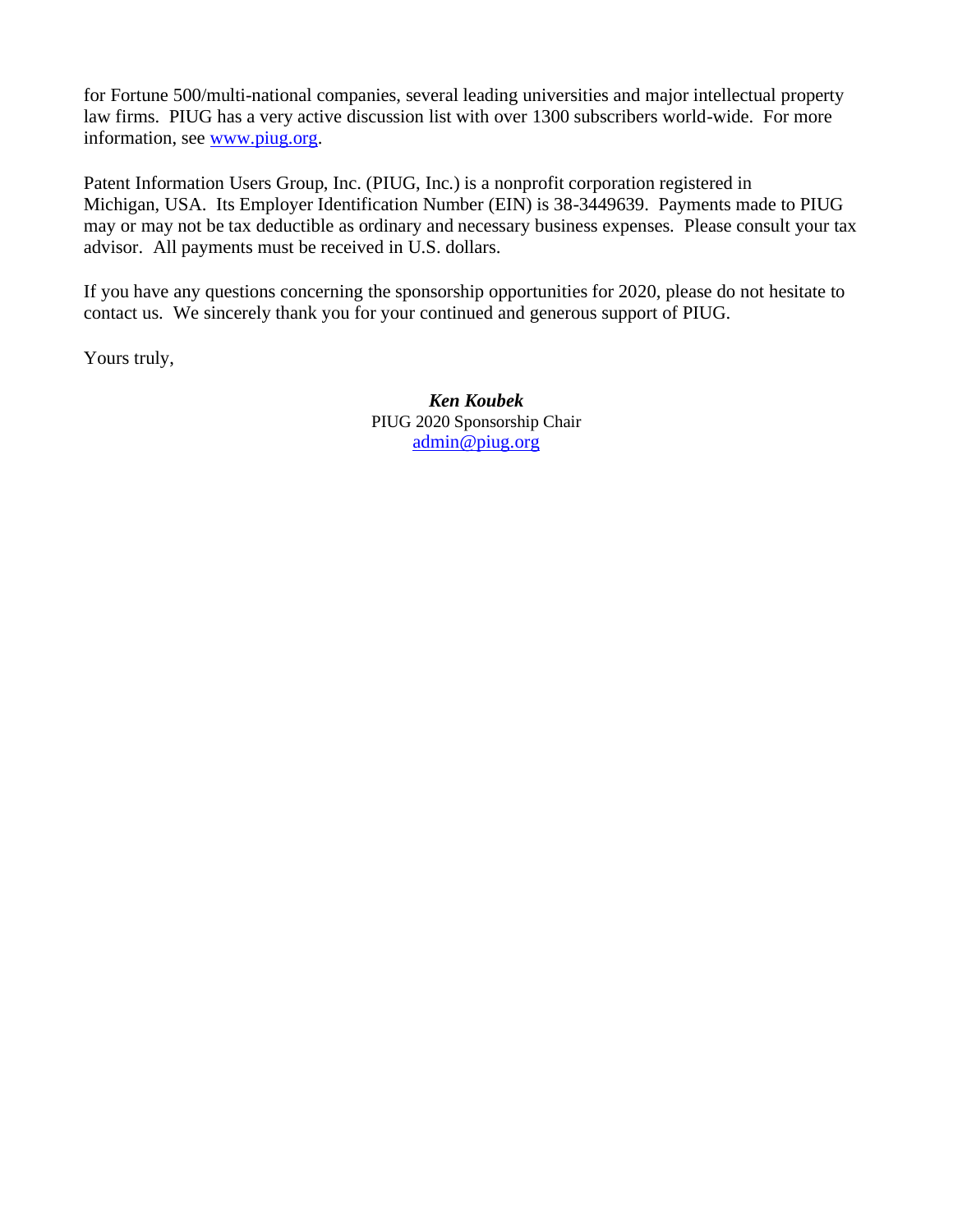for Fortune 500/multi-national companies, several leading universities and major intellectual property law firms. PIUG has a very active discussion list with over 1300 subscribers world-wide. For more information, see [www.piug.org](http://www.piug.org).

Patent Information Users Group, Inc. (PIUG, Inc.) is a nonprofit corporation registered in Michigan, USA. Its Employer Identification Number (EIN) is 38-3449639. Payments made to PIUG may or may not be tax deductible as ordinary and necessary business expenses. Please consult your tax advisor. All payments must be received in U.S. dollars.

If you have any questions concerning the sponsorship opportunities for 2020, please do not hesitate to contact us. We sincerely thank you for your continued and generous support of PIUG.

Yours truly,

***Ken Koubek***
PIUG 2020 Sponsorship Chair
[admin@piug.org](mailto:admin@piug.org)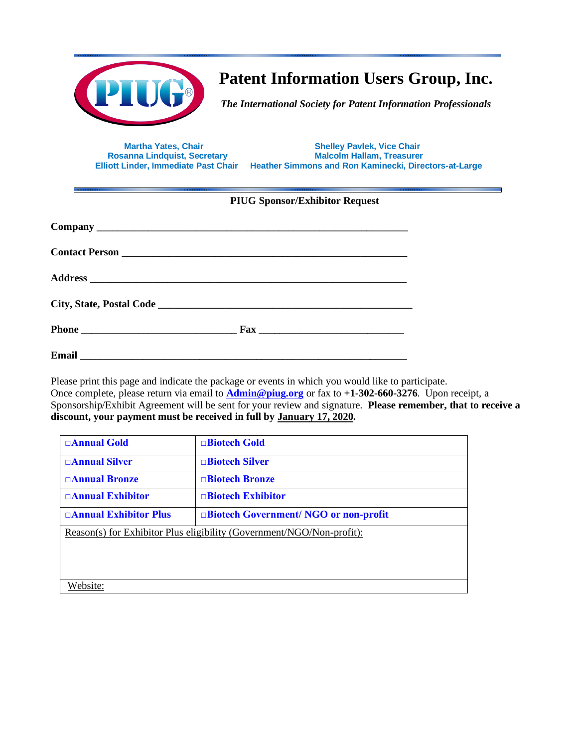# Patent Information Users Group, Inc.

*The International Society for Patent Information Professionals*

**Martha Yates, Chair**
**Rosanna Lindquist, Secretary**
**Elliott Linder, Immediate Past Chair**

**Shelley Pavlek, Vice Chair**
**Malcolm Hallam, Treasurer**
**Heather Simmons and Ron Kaminecki, Directors-at-Large**

**PIUG Sponsor/Exhibitor Request**

**Company** ______________________________________________________________

**Contact Person** _________________________________________________________

**Address** _______________________________________________________________

**City, State, Postal Code** _________________________________________________

**Phone** _____________________________ **Fax** ___________________________

**Email** _________________________________________________________________

Please print this page and indicate the package or events in which you would like to participate. Once complete, please return via email to **Admin@piug.org** or fax to **+1-302-660-3276**. Upon receipt, a Sponsorship/Exhibit Agreement will be sent for your review and signature. **Please remember, that to receive a discount, your payment must be received in full by January 17, 2020.**

| | |
|---|---|
| □**Annual Gold** | □**Biotech Gold** |
| □**Annual Silver** | □**Biotech Silver** |
| □**Annual Bronze** | □**Biotech Bronze** |
| □**Annual Exhibitor** | □**Biotech Exhibitor** |
| □**Annual Exhibitor Plus** | □**Biotech Government/ NGO or non-profit** |
| Reason(s) for Exhibitor Plus eligibility (Government/NGO/Non-profit): | |
| Website: | |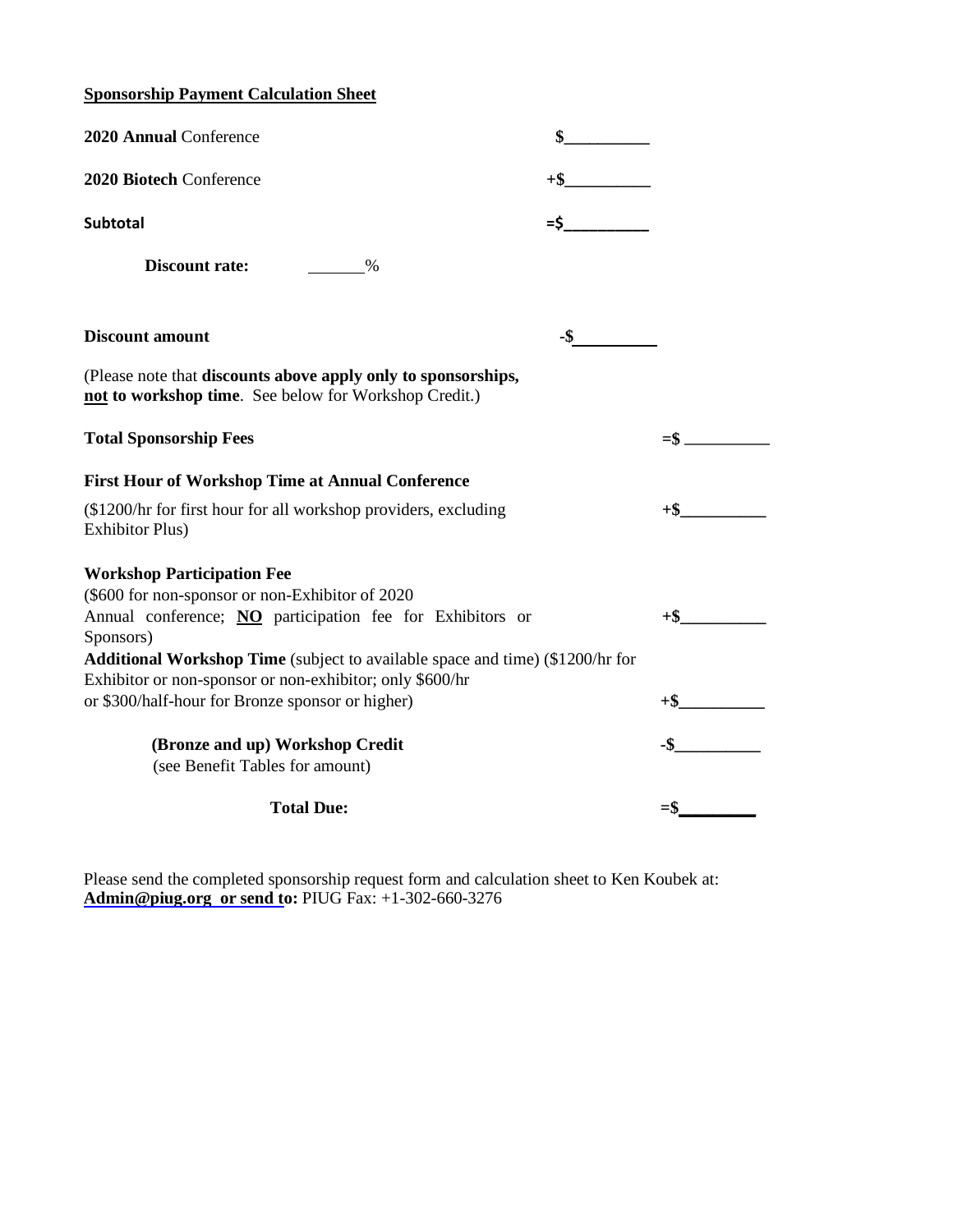**Sponsorship Payment Calculation Sheet**

**2020 Annual** Conference $__________

**2020 Biotech** Conference +$__________

**Subtotal** =$__________

**Discount rate:** ______%

**Discount amount** -$__________

(Please note that **discounts above apply only to sponsorships, not to workshop time**. See below for Workshop Credit.)

**Total Sponsorship Fees** =$ __________

**First Hour of Workshop Time at Annual Conference**

($1200/hr for first hour for all workshop providers, excluding Exhibitor Plus) +$__________

**Workshop Participation Fee**
($600 for non-sponsor or non-Exhibitor of 2020 Annual conference; **NO** participation fee for Exhibitors or Sponsors) +$__________

**Additional Workshop Time** (subject to available space and time) ($1200/hr for Exhibitor or non-sponsor or non-exhibitor; only $600/hr or $300/half-hour for Bronze sponsor or higher) +$__________

**(Bronze and up) Workshop Credit**
(see Benefit Tables for amount) -$__________

**Total Due:** =$__________

Please send the completed sponsorship request form and calculation sheet to Ken Koubek at: **Admin@piug.org or send to:** PIUG Fax: +1-302-660-3276